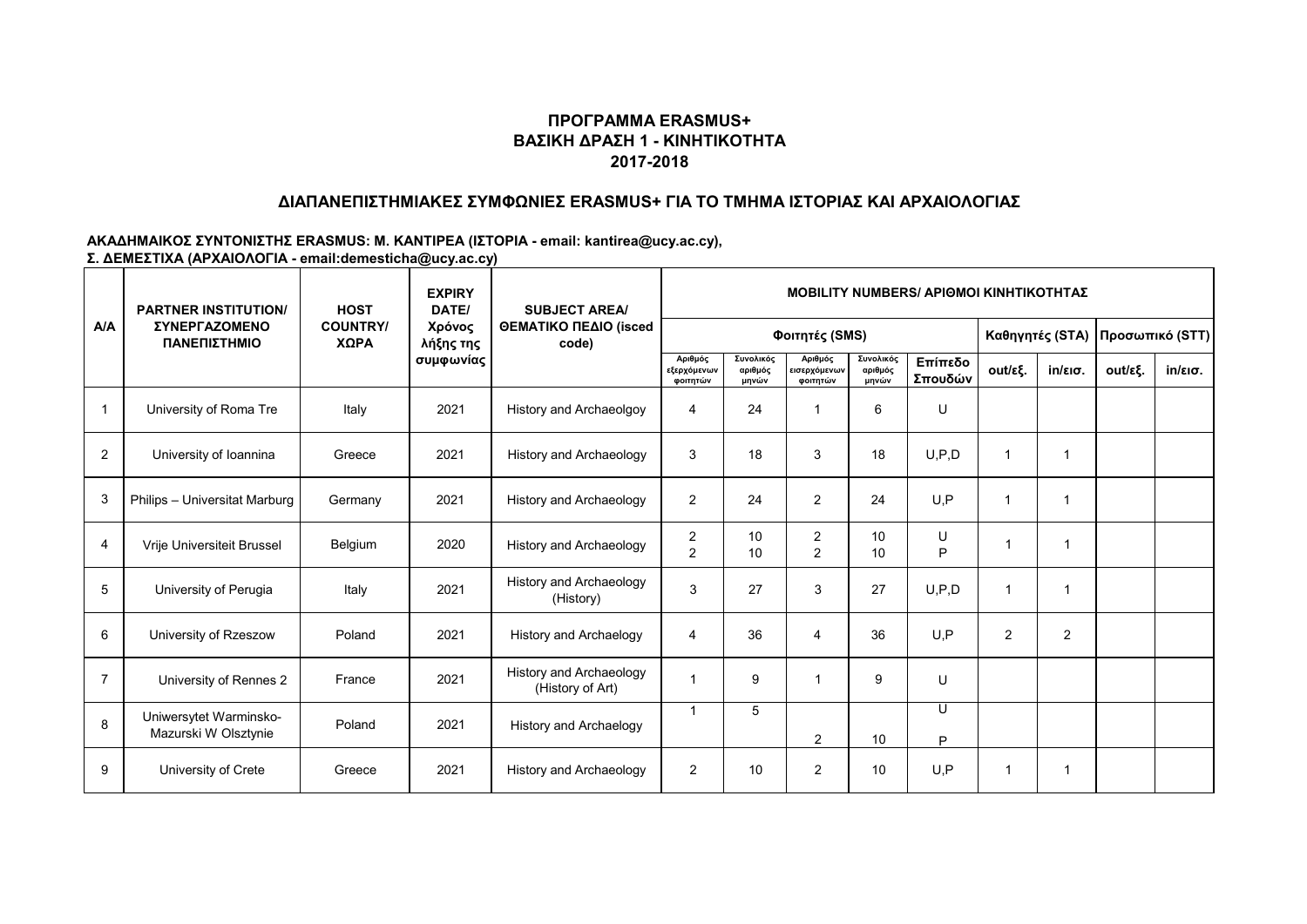# ΠΡΟΓΡΑΜΜΑ ERASMUS+
## ΒΑΣΙΚΗ ΔΡΑΣΗ 1 - ΚΙΝΗΤΙΚΟΤΗΤΑ
## 2017-2018

## ΔΙΑΠΑΝΕΠΙΣΤΗΜΙΑΚΕΣ ΣΥΜΦΩΝΙΕΣ ERASMUS+ ΓΙΑ ΤΟ ΤΜΗΜΑ ΙΣΤΟΡΙΑΣ ΚΑΙ ΑΡΧΑΙΟΛΟΓΙΑΣ

**ΑΚΑΔΗΜΑΙΚΟΣ ΣΥΝΤΟΝΙΣΤΗΣ ERASMUS: Μ. ΚΑΝΤΙΡΕΑ (ΙΣΤΟΡΙΑ - email: kantirea@ucy.ac.cy),**
**Σ. ΔΕΜΕΣΤΙΧΑ (ΑΡΧΑΙΟΛΟΓΙΑ - email:demesticha@ucy.ac.cy)**

| A/A | PARTNER INSTITUTION/ ΣΥΝΕΡΓΑΖΟΜΕΝΟ ΠΑΝΕΠΙΣΤΗΜΙΟ | HOST COUNTRY/ ΧΩΡΑ | EXPIRY DATE/ Χρόνος λήξης της συμφωνίας | SUBJECT AREA/ ΘΕΜΑΤΙΚΟ ΠΕΔΙΟ (isced code) | MOBILITY NUMBERS/ ΑΡΙΘΜΟΙ ΚΙΝΗΤΙΚΟΤΗΤΑΣ | | | | | | | | |
|---|---|---|---|---|---|---|---|---|---|---|---|---|---|
| | | | | | Φοιτητές (SMS) | | | | | Καθηγητές (STA) | | Προσωπικό (STT) | |
| | | | | | Αριθμός εξερχόμενων φοιτητών | Συνολικός αριθμός μηνών | Αριθμός εισερχόμενων φοιτητών | Συνολικός αριθμός μηνών | Επίπεδο Σπουδών | out/εξ. | in/εισ. | out/εξ. | in/εισ. |
| 1 | University of Roma Tre | Italy | 2021 | History and Archaeolgoy | 4 | 24 | 1 | 6 | U | | | | |
| 2 | University of Ioannina | Greece | 2021 | History and Archaeology | 3 | 18 | 3 | 18 | U,P,D | 1 | 1 | | |
| 3 | Philips – Universitat Marburg | Germany | 2021 | History and Archaeology | 2 | 24 | 2 | 24 | U,P | 1 | 1 | | |
| 4 | Vrije Universiteit Brussel | Belgium | 2020 | History and Archaeology | 2<br>2 | 10<br>10 | 2<br>2 | 10<br>10 | U<br>P | 1 | 1 | | |
| 5 | University of Perugia | Italy | 2021 | History and Archaeology (History) | 3 | 27 | 3 | 27 | U,P,D | 1 | 1 | | |
| 6 | University of Rzeszow | Poland | 2021 | History and Archaelogy | 4 | 36 | 4 | 36 | U,P | 2 | 2 | | |
| 7 | University of Rennes 2 | France | 2021 | History and Archaeology (History of Art) | 1 | 9 | 1 | 9 | U | | | | |
| 8 | Uniwersytet Warminsko-Mazurski W Olsztynie | Poland | 2021 | History and Archaelogy | 1 | 5 | 2 | 10 | U<br>P | | | | |
| 9 | University of Crete | Greece | 2021 | History and Archaeology | 2 | 10 | 2 | 10 | U,P | 1 | 1 | | |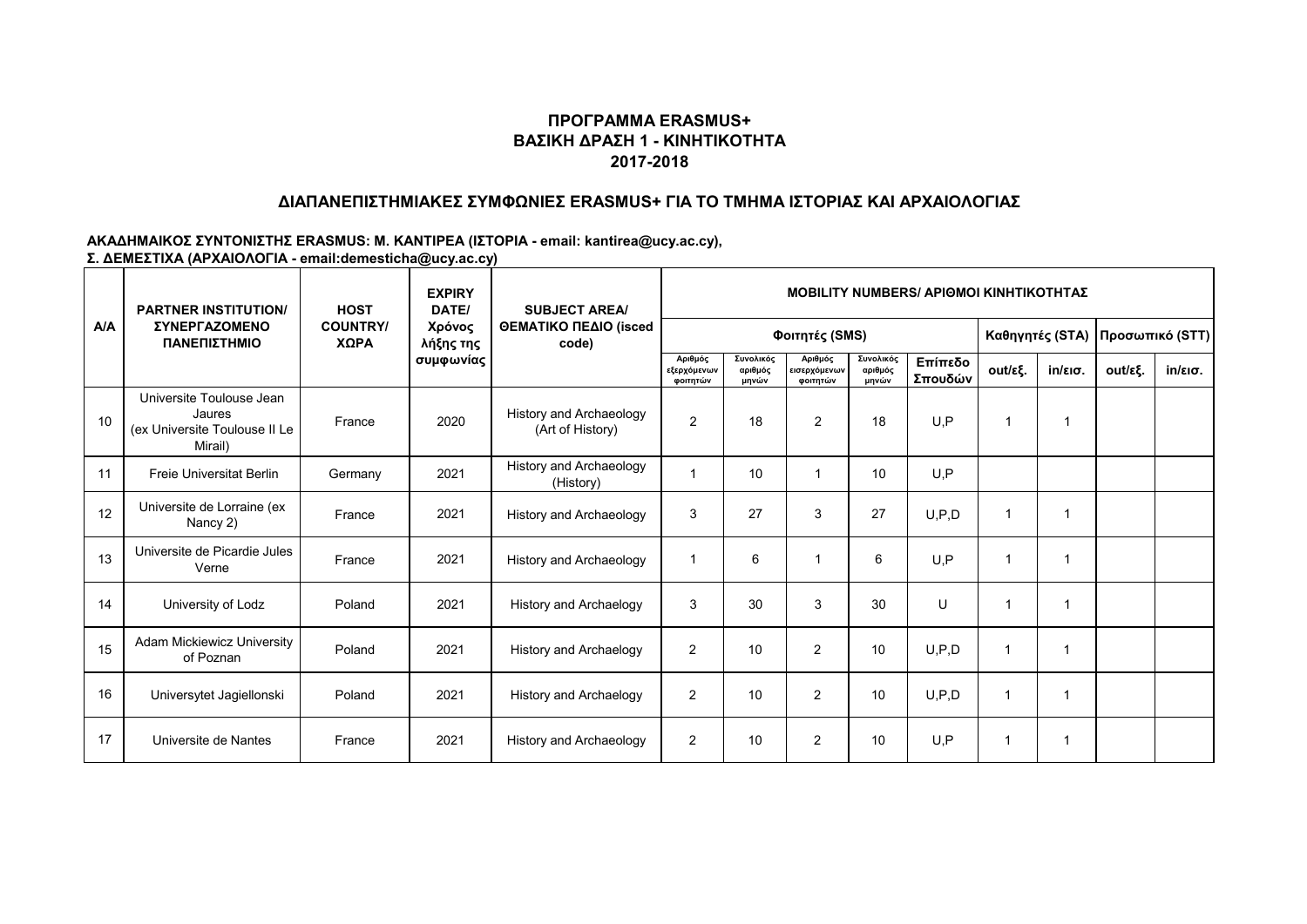# ΠΡΟΓΡΑΜΜΑ ERASMUS+
## ΒΑΣΙΚΗ ΔΡΑΣΗ 1 - ΚΙΝΗΤΙΚΟΤΗΤΑ
## 2017-2018

## ΔΙΑΠΑΝΕΠΙΣΤΗΜΙΑΚΕΣ ΣΥΜΦΩΝΙΕΣ ERASMUS+ ΓΙΑ ΤΟ ΤΜΗΜΑ ΙΣΤΟΡΙΑΣ ΚΑΙ ΑΡΧΑΙΟΛΟΓΙΑΣ

**ΑΚΑΔΗΜΑΙΚΟΣ ΣΥΝΤΟΝΙΣΤΗΣ ERASMUS: Μ. ΚΑΝΤΙΡΕΑ (ΙΣΤΟΡΙΑ - email: kantirea@ucy.ac.cy), Σ. ΔΕΜΕΣΤΙΧΑ (ΑΡΧΑΙΟΛΟΓΙΑ - email:demesticha@ucy.ac.cy)**

| Α/Α | PARTNER INSTITUTION/ ΣΥΝΕΡΓΑΖΟΜΕΝΟ ΠΑΝΕΠΙΣΤΗΜΙΟ | HOST COUNTRY/ ΧΩΡΑ | EXPIRY DATE/ Χρόνος λήξης της συμφωνίας | SUBJECT AREA/ ΘΕΜΑΤΙΚΟ ΠΕΔΙΟ (isced code) | MOBILITY NUMBERS/ ΑΡΙΘΜΟΙ ΚΙΝΗΤΙΚΟΤΗΤΑΣ | | | | | | | | |
|---|---|---|---|---|---|---|---|---|---|---|---|---|---|
| | | | | | Φοιτητές (SMS) | | | | | Καθηγητές (STA) | | Προσωπικό (STT) | |
| | | | | | Αριθμός εξερχόμενων φοιτητών | Συνολικός αριθμός μηνών | Αριθμός εισερχόμενων φοιτητών | Συνολικός αριθμός μηνών | Επίπεδο Σπουδών | out/εξ. | in/εισ. | out/εξ. | in/εισ. |
| 10 | Universite Toulouse Jean Jaures (ex Universite Toulouse II Le Mirail) | France | 2020 | History and Archaeology (Art of History) | 2 | 18 | 2 | 18 | U,P | 1 | 1 | | |
| 11 | Freie Universitat Berlin | Germany | 2021 | History and Archaeology (History) | 1 | 10 | 1 | 10 | U,P | | | | |
| 12 | Universite de Lorraine (ex Nancy 2) | France | 2021 | History and Archaeology | 3 | 27 | 3 | 27 | U,P,D | 1 | 1 | | |
| 13 | Universite de Picardie Jules Verne | France | 2021 | History and Archaeology | 1 | 6 | 1 | 6 | U,P | 1 | 1 | | |
| 14 | University of Lodz | Poland | 2021 | History and Archaelogy | 3 | 30 | 3 | 30 | U | 1 | 1 | | |
| 15 | Adam Mickiewicz University of Poznan | Poland | 2021 | History and Archaelogy | 2 | 10 | 2 | 10 | U,P,D | 1 | 1 | | |
| 16 | Universytet Jagiellonski | Poland | 2021 | History and Archaelogy | 2 | 10 | 2 | 10 | U,P,D | 1 | 1 | | |
| 17 | Universite de Nantes | France | 2021 | History and Archaeology | 2 | 10 | 2 | 10 | U,P | 1 | 1 | | |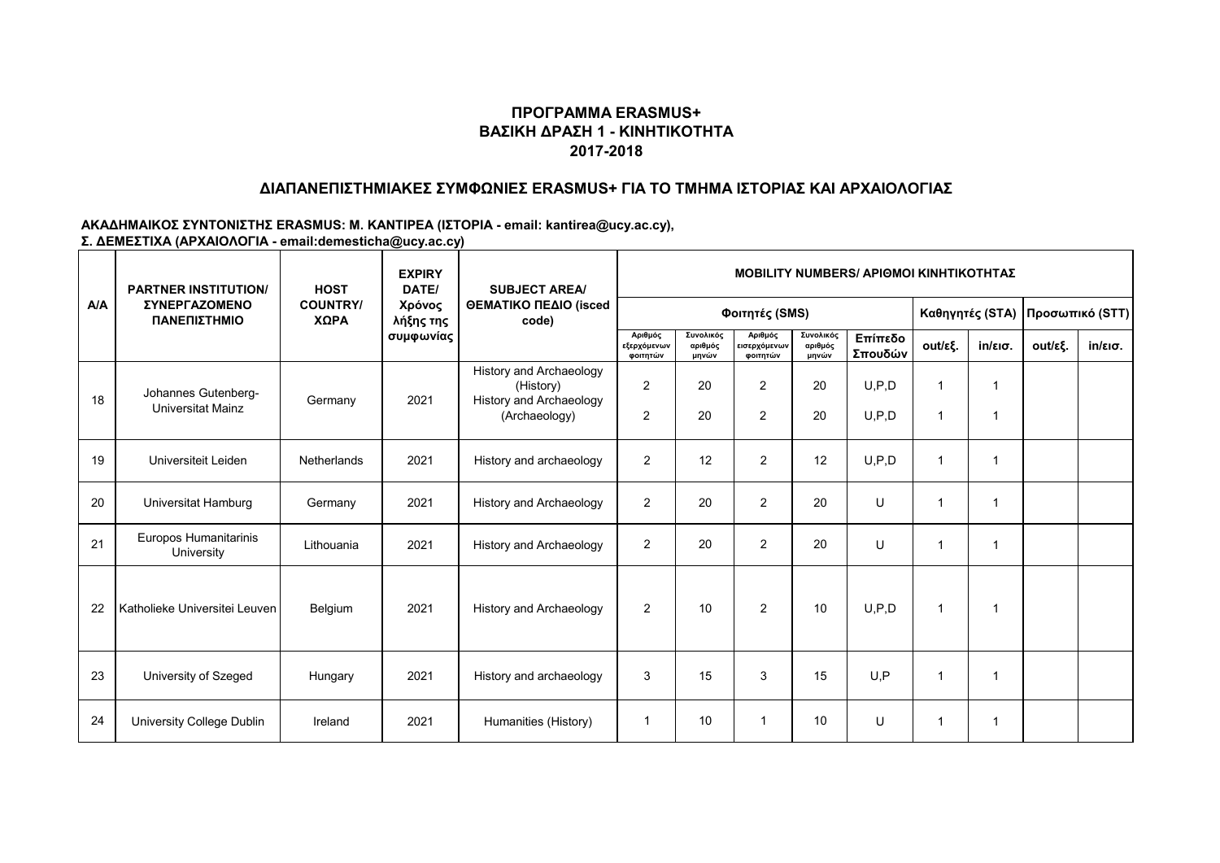## ΠΡΟΓΡΑΜΜΑ ERASMUS+
## ΒΑΣΙΚΗ ΔΡΑΣΗ 1 - ΚΙΝΗΤΙΚΟΤΗΤΑ
## 2017-2018

### ΔΙΑΠΑΝΕΠΙΣΤΗΜΙΑΚΕΣ ΣΥΜΦΩΝΙΕΣ ERASMUS+ ΓΙΑ ΤΟ ΤΜΗΜΑ ΙΣΤΟΡΙΑΣ ΚΑΙ ΑΡΧΑΙΟΛΟΓΙΑΣ

**ΑΚΑΔΗΜΑΙΚΟΣ ΣΥΝΤΟΝΙΣΤΗΣ ERASMUS: Μ. ΚΑΝΤΙΡΕΑ (ΙΣΤΟΡΙΑ - email: kantirea@ucy.ac.cy), Σ. ΔΕΜΕΣΤΙΧΑ (ΑΡΧΑΙΟΛΟΓΙΑ - email:demesticha@ucy.ac.cy)**

| A/A | PARTNER INSTITUTION/ ΣΥΝΕΡΓΑΖΟΜΕΝΟ ΠΑΝΕΠΙΣΤΗΜΙΟ | HOST COUNTRY/ ΧΩΡΑ | EXPIRY DATE/ Χρόνος λήξης της συμφωνίας | SUBJECT AREA/ ΘΕΜΑΤΙΚΟ ΠΕΔΙΟ (isced code) | MOBILITY NUMBERS/ ΑΡΙΘΜΟΙ ΚΙΝΗΤΙΚΟΤΗΤΑΣ | | | | | | | | |
|---|---|---|---|---|---|---|---|---|---|---|---|---|---|
| | | | | | Φοιτητές (SMS) | | | | | Καθηγητές (STA) | | Προσωπικό (STT) | |
| | | | | | Αριθμός εξερχόμενων φοιτητών | Συνολικός αριθμός μηνών | Αριθμός εισερχόμενων φοιτητών | Συνολικός αριθμός μηνών | Επίπεδο Σπουδών | out/εξ. | in/εισ. | out/εξ. | in/εισ. |
| 18 | Johannes Gutenberg-Universitat Mainz | Germany | 2021 | History and Archaeology (History) | 2 | 20 | 2 | 20 | U,P,D | 1 | 1 | | |
| | | | | History and Archaeology (Archaeology) | 2 | 20 | 2 | 20 | U,P,D | 1 | 1 | | |
| 19 | Universiteit Leiden | Netherlands | 2021 | History and archaeology | 2 | 12 | 2 | 12 | U,P,D | 1 | 1 | | |
| 20 | Universitat Hamburg | Germany | 2021 | History and Archaeology | 2 | 20 | 2 | 20 | U | 1 | 1 | | |
| 21 | Europos Humanitarinis University | Lithouania | 2021 | History and Archaeology | 2 | 20 | 2 | 20 | U | 1 | 1 | | |
| 22 | Katholieke Universitei Leuven | Belgium | 2021 | History and Archaeology | 2 | 10 | 2 | 10 | U,P,D | 1 | 1 | | |
| 23 | University of Szeged | Hungary | 2021 | History and archaeology | 3 | 15 | 3 | 15 | U,P | 1 | 1 | | |
| 24 | University College Dublin | Ireland | 2021 | Humanities (History) | 1 | 10 | 1 | 10 | U | 1 | 1 | | |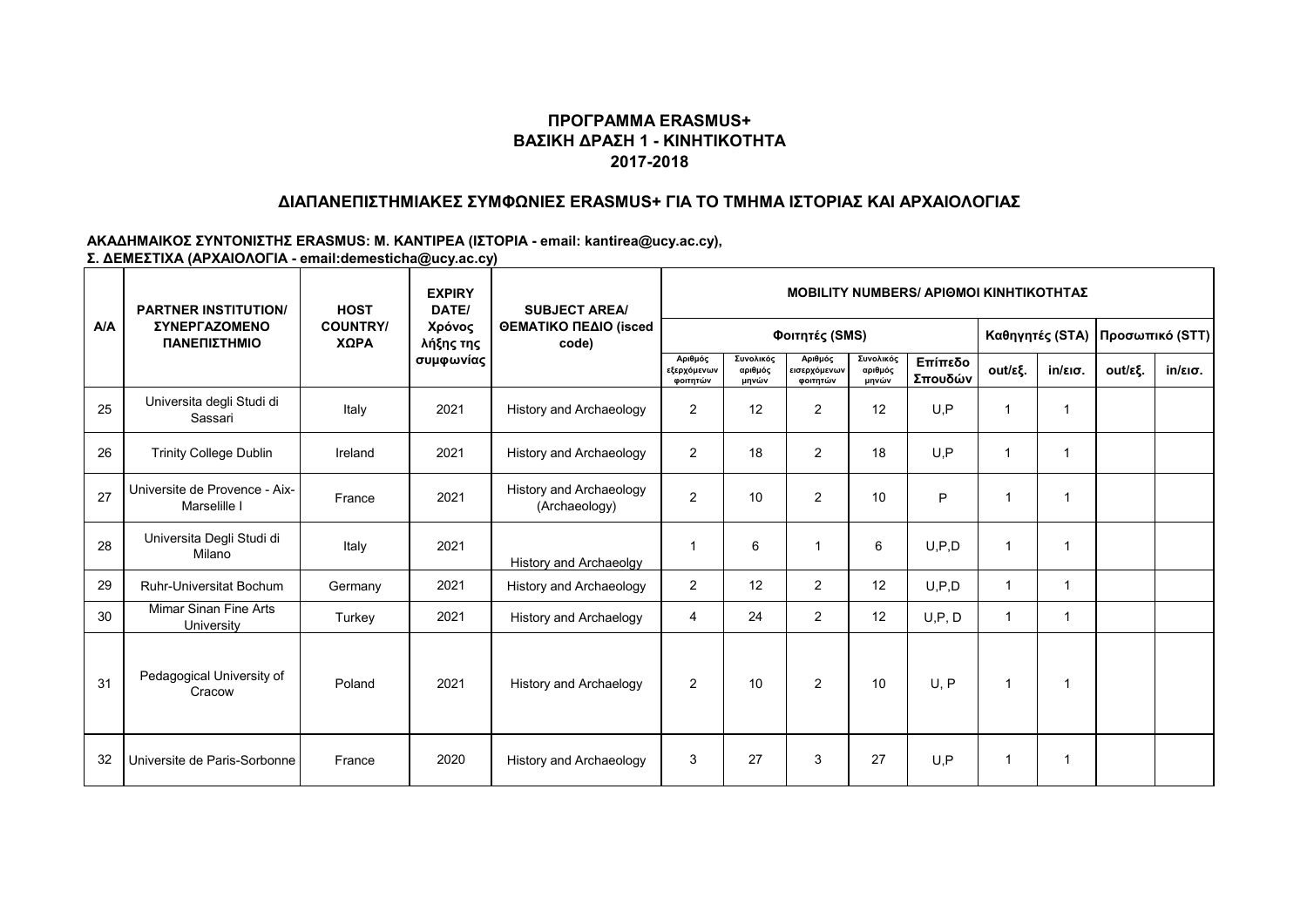## ΠΡΟΓΡΑΜΜΑ ERASMUS+
## ΒΑΣΙΚΗ ΔΡΑΣΗ 1 - ΚΙΝΗΤΙΚΟΤΗΤΑ
## 2017-2018

### ΔΙΑΠΑΝΕΠΙΣΤΗΜΙΑΚΕΣ ΣΥΜΦΩΝΙΕΣ ERASMUS+ ΓΙΑ ΤΟ ΤΜΗΜΑ ΙΣΤΟΡΙΑΣ ΚΑΙ ΑΡΧΑΙΟΛΟΓΙΑΣ

**ΑΚΑΔΗΜΑΙΚΟΣ ΣΥΝΤΟΝΙΣΤΗΣ ERASMUS: Μ. ΚΑΝΤΙΡΕΑ (ΙΣΤΟΡΙΑ - email: kantirea@ucy.ac.cy),**
**Σ. ΔΕΜΕΣΤΙΧΑ (ΑΡΧΑΙΟΛΟΓΙΑ - email:demesticha@ucy.ac.cy)**

| A/A | PARTNER INSTITUTION/ ΣΥΝΕΡΓΑΖΟΜΕΝΟ ΠΑΝΕΠΙΣΤΗΜΙΟ | HOST COUNTRY/ ΧΩΡΑ | EXPIRY DATE/ Χρόνος λήξης της συμφωνίας | SUBJECT AREA/ ΘΕΜΑΤΙΚΟ ΠΕΔΙΟ (isced code) | MOBILITY NUMBERS/ ΑΡΙΘΜΟΙ ΚΙΝΗΤΙΚΟΤΗΤΑΣ | | | | | | | | |
|---|---|---|---|---|---|---|---|---|---|---|---|---|---|
| | | | | | Φοιτητές (SMS) | | | | | Καθηγητές (STA) | | Προσωπικό (STT) | |
| | | | | | Αριθμός εξερχόμενων φοιτητών | Συνολικός αριθμός μηνών | Αριθμός εισερχόμενων φοιτητών | Συνολικός αριθμός μηνών | Επίπεδο Σπουδών | out/εξ. | in/εισ. | out/εξ. | in/εισ. |
| 25 | Universita degli Studi di Sassari | Italy | 2021 | History and Archaeology | 2 | 12 | 2 | 12 | U,P | 1 | 1 | | |
| 26 | Trinity College Dublin | Ireland | 2021 | History and Archaeology | 2 | 18 | 2 | 18 | U,P | 1 | 1 | | |
| 27 | Universite de Provence - Aix-Marselille I | France | 2021 | History and Archaeology (Archaeology) | 2 | 10 | 2 | 10 | P | 1 | 1 | | |
| 28 | Universita Degli Studi di Milano | Italy | 2021 | History and Archaeolgy | 1 | 6 | 1 | 6 | U,P,D | 1 | 1 | | |
| 29 | Ruhr-Universitat Bochum | Germany | 2021 | History and Archaeology | 2 | 12 | 2 | 12 | U,P,D | 1 | 1 | | |
| 30 | Mimar Sinan Fine Arts University | Turkey | 2021 | History and Archaelogy | 4 | 24 | 2 | 12 | U,P, D | 1 | 1 | | |
| 31 | Pedagogical University of Cracow | Poland | 2021 | History and Archaelogy | 2 | 10 | 2 | 10 | U, P | 1 | 1 | | |
| 32 | Universite de Paris-Sorbonne | France | 2020 | History and Archaeology | 3 | 27 | 3 | 27 | U,P | 1 | 1 | | |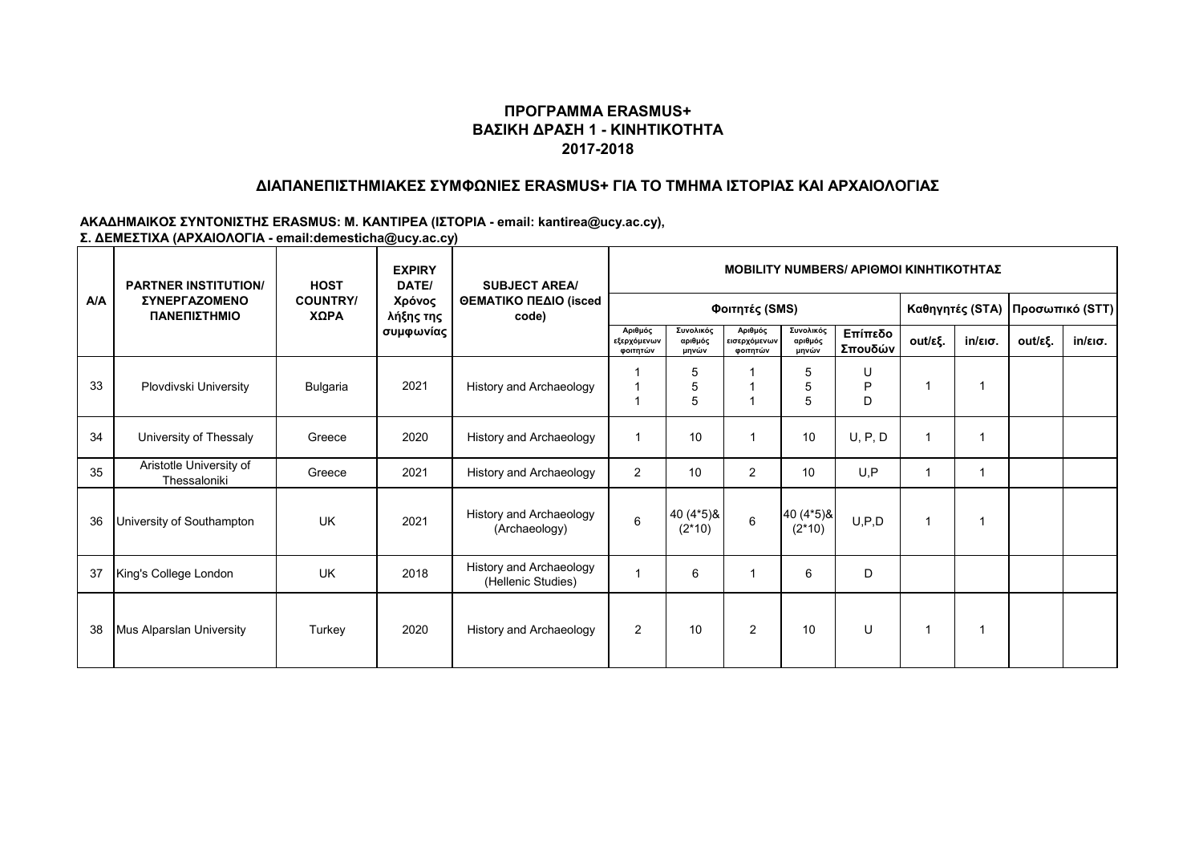## ΠΡΟΓΡΑΜΜΑ ERASMUS+
## ΒΑΣΙΚΗ ΔΡΑΣΗ 1 - ΚΙΝΗΤΙΚΟΤΗΤΑ
## 2017-2018

### ΔΙΑΠΑΝΕΠΙΣΤΗΜΙΑΚΕΣ ΣΥΜΦΩΝΙΕΣ ERASMUS+ ΓΙΑ ΤΟ ΤΜΗΜΑ ΙΣΤΟΡΙΑΣ ΚΑΙ ΑΡΧΑΙΟΛΟΓΙΑΣ

**ΑΚΑΔΗΜΑΙΚΟΣ ΣΥΝΤΟΝΙΣΤΗΣ ERASMUS: Μ. ΚΑΝΤΙΡΕΑ (ΙΣΤΟΡΙΑ - email: kantirea@ucy.ac.cy), Σ. ΔΕΜΕΣΤΙΧΑ (ΑΡΧΑΙΟΛΟΓΙΑ - email:demesticha@ucy.ac.cy)**

| A/A | PARTNER INSTITUTION/ ΣΥΝΕΡΓΑΖΟΜΕΝΟ ΠΑΝΕΠΙΣΤΗΜΙΟ | HOST COUNTRY/ ΧΩΡΑ | EXPIRY DATE/ Χρόνος λήξης της συμφωνίας | SUBJECT AREA/ ΘΕΜΑΤΙΚΟ ΠΕΔΙΟ (isced code) | MOBILITY NUMBERS/ ΑΡΙΘΜΟΙ ΚΙΝΗΤΙΚΟΤΗΤΑΣ | | | | | | | | |
|---|---|---|---|---|---|---|---|---|---|---|---|---|---|
| | | | | | Φοιτητές (SMS) | | | | | Καθηγητές (STA) | | Προσωπικό (STT) | |
| | | | | | Αριθμός εξερχόμενων φοιτητών | Συνολικός αριθμός μηνών | Αριθμός εισερχόμενων φοιτητών | Συνολικός αριθμός μηνών | Επίπεδο Σπουδών | out/εξ. | in/εισ. | out/εξ. | in/εισ. |
| 33 | Plovdivski University | Bulgaria | 2021 | History and Archaeology | 1<br>1<br>1 | 5<br>5<br>5 | 1<br>1<br>1 | 5<br>5<br>5 | U<br>P<br>D | 1 | 1 | | |
| 34 | University of Thessaly | Greece | 2020 | History and Archaeology | 1 | 10 | 1 | 10 | U, P, D | 1 | 1 | | |
| 35 | Aristotle University of Thessaloniki | Greece | 2021 | History and Archaeology | 2 | 10 | 2 | 10 | U,P | 1 | 1 | | |
| 36 | University of Southampton | UK | 2021 | History and Archaeology (Archaeology) | 6 | 40 (4*5)& (2*10) | 6 | 40 (4*5)& (2*10) | U,P,D | 1 | 1 | | |
| 37 | King's College London | UK | 2018 | History and Archaeology (Hellenic Studies) | 1 | 6 | 1 | 6 | D | | | | |
| 38 | Mus Alparslan University | Turkey | 2020 | History and Archaeology | 2 | 10 | 2 | 10 | U | 1 | 1 | | |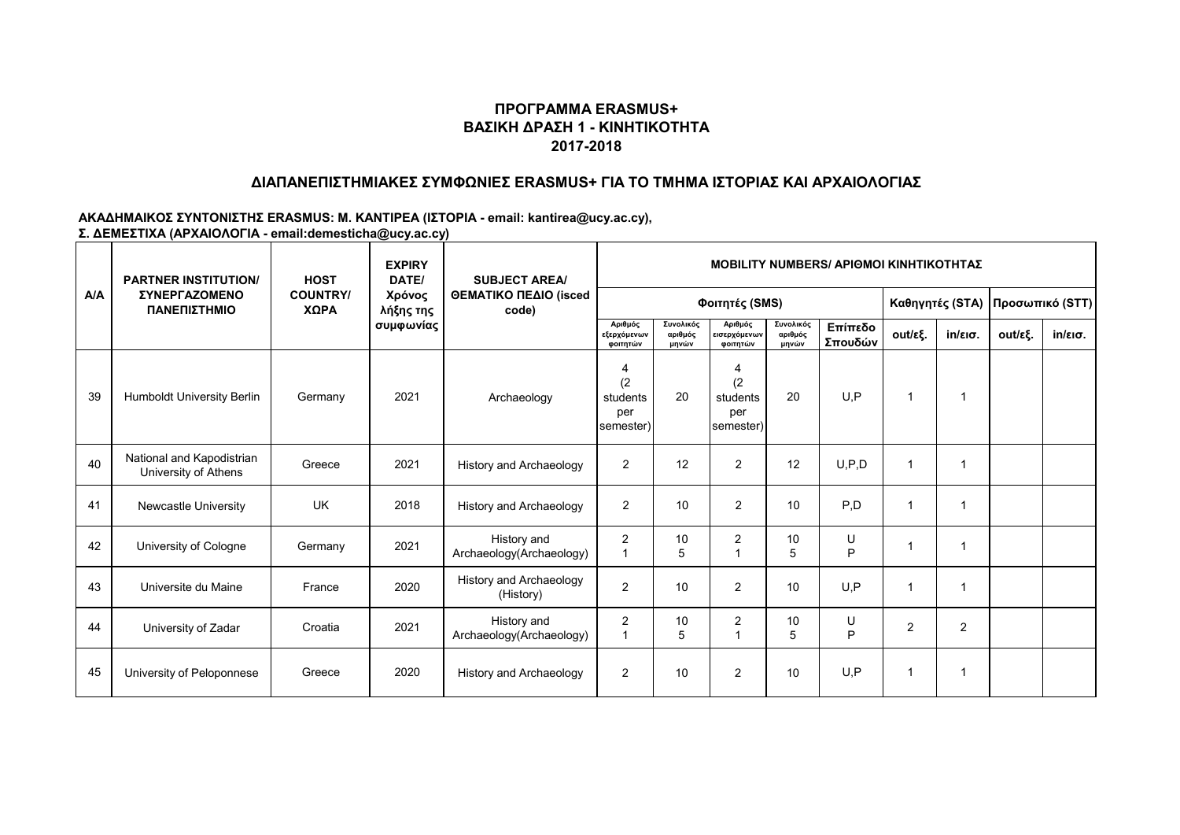# ΠΡΟΓΡΑΜΜΑ ERASMUS+
## ΒΑΣΙΚΗ ΔΡΑΣΗ 1 - ΚΙΝΗΤΙΚΟΤΗΤΑ
## 2017-2018

### ΔΙΑΠΑΝΕΠΙΣΤΗΜΙΑΚΕΣ ΣΥΜΦΩΝΙΕΣ ERASMUS+ ΓΙΑ ΤΟ ΤΜΗΜΑ ΙΣΤΟΡΙΑΣ ΚΑΙ ΑΡΧΑΙΟΛΟΓΙΑΣ

**ΑΚΑΔΗΜΑΙΚΟΣ ΣΥΝΤΟΝΙΣΤΗΣ ERASMUS: Μ. ΚΑΝΤΙΡΕΑ (ΙΣΤΟΡΙΑ - email: kantirea@ucy.ac.cy),**
**Σ. ΔΕΜΕΣΤΙΧΑ (ΑΡΧΑΙΟΛΟΓΙΑ - email:demesticha@ucy.ac.cy)**

| A/A | PARTNER INSTITUTION/ ΣΥΝΕΡΓΑΖΟΜΕΝΟ ΠΑΝΕΠΙΣΤΗΜΙΟ | HOST COUNTRY/ ΧΩΡΑ | EXPIRY DATE/ Χρόνος λήξης της συμφωνίας | SUBJECT AREA/ ΘΕΜΑΤΙΚΟ ΠΕΔΙΟ (isced code) | MOBILITY NUMBERS/ ΑΡΙΘΜΟΙ ΚΙΝΗΤΙΚΟΤΗΤΑΣ | | | | | | | | |
|---|---|---|---|---|---|---|---|---|---|---|---|---|---|
| | | | | | Φοιτητές (SMS) | | | | | Καθηγητές (STA) | | Προσωπικό (STT) | |
| | | | | | Αριθμός εξερχόμενων φοιτητών | Συνολικός αριθμός μηνών | Αριθμός εισερχόμενων φοιτητών | Συνολικός αριθμός μηνών | Επίπεδο Σπουδών | out/εξ. | in/εισ. | out/εξ. | in/εισ. |
| 39 | Humboldt University Berlin | Germany | 2021 | Archaeology | 4 (2 students per semester) | 20 | 4 (2 students per semester) | 20 | U,P | 1 | 1 | | |
| 40 | National and Kapodistrian University of Athens | Greece | 2021 | History and Archaeology | 2 | 12 | 2 | 12 | U,P,D | 1 | 1 | | |
| 41 | Newcastle University | UK | 2018 | History and Archaeology | 2 | 10 | 2 | 10 | P,D | 1 | 1 | | |
| 42 | University of Cologne | Germany | 2021 | History and Archaeology(Archaeology) | 2<br>1 | 10<br>5 | 2<br>1 | 10<br>5 | U<br>P | 1 | 1 | | |
| 43 | Universite du Maine | France | 2020 | History and Archaeology (History) | 2 | 10 | 2 | 10 | U,P | 1 | 1 | | |
| 44 | University of Zadar | Croatia | 2021 | History and Archaeology(Archaeology) | 2<br>1 | 10<br>5 | 2<br>1 | 10<br>5 | U<br>P | 2 | 2 | | |
| 45 | University of Peloponnese | Greece | 2020 | History and Archaeology | 2 | 10 | 2 | 10 | U,P | 1 | 1 | | |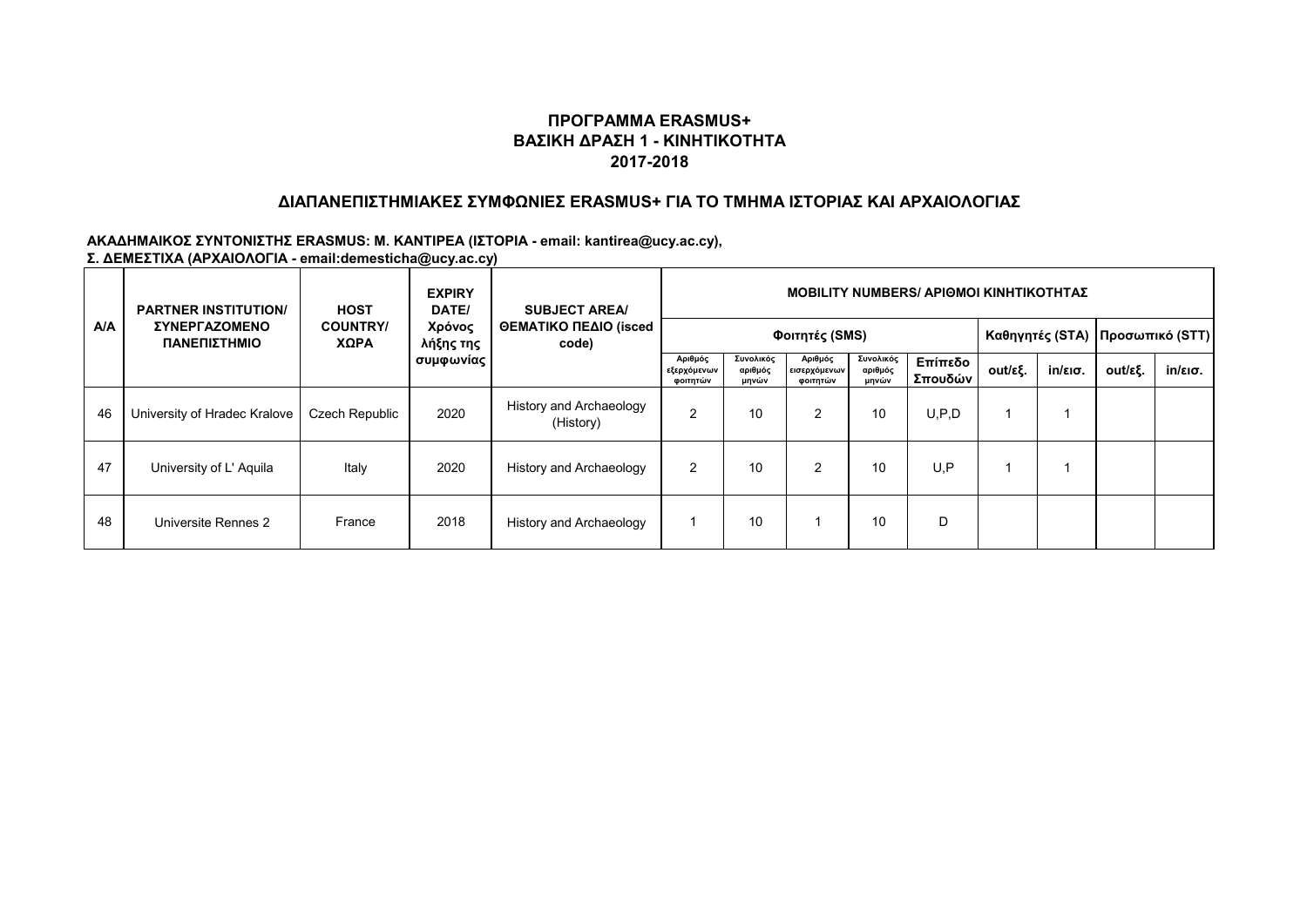### ΠΡΟΓΡΑΜΜΑ ERASMUS+
### ΒΑΣΙΚΗ ΔΡΑΣΗ 1 - ΚΙΝΗΤΙΚΟΤΗΤΑ
### 2017-2018

### ΔΙΑΠΑΝΕΠΙΣΤΗΜΙΑΚΕΣ ΣΥΜΦΩΝΙΕΣ ERASMUS+ ΓΙΑ ΤΟ ΤΜΗΜΑ ΙΣΤΟΡΙΑΣ ΚΑΙ ΑΡΧΑΙΟΛΟΓΙΑΣ

**ΑΚΑΔΗΜΑΙΚΟΣ ΣΥΝΤΟΝΙΣΤΗΣ ERASMUS: Μ. ΚΑΝΤΙΡΕΑ (ΙΣΤΟΡΙΑ - email: kantirea@ucy.ac.cy),**
**Σ. ΔΕΜΕΣΤΙΧΑ (ΑΡΧΑΙΟΛΟΓΙΑ - email:demesticha@ucy.ac.cy)**

| A/A | PARTNER INSTITUTION/ ΣΥΝΕΡΓΑΖΟΜΕΝΟ ΠΑΝΕΠΙΣΤΗΜΙΟ | HOST COUNTRY/ ΧΩΡΑ | EXPIRY DATE/ Χρόνος λήξης της συμφωνίας | SUBJECT AREA/ ΘΕΜΑΤΙΚΟ ΠΕΔΙΟ (isced code) | MOBILITY NUMBERS/ ΑΡΙΘΜΟΙ ΚΙΝΗΤΙΚΟΤΗΤΑΣ | | | | | | | | |
|---|---|---|---|---|---|---|---|---|---|---|---|---|---|
| | | | | | Φοιτητές (SMS) | | | | | Καθηγητές (STA) | | Προσωπικό (STT) | |
| | | | | | Αριθμός εξερχόμενων φοιτητών | Συνολικός αριθμός μηνών | Αριθμός εισερχόμενων φοιτητών | Συνολικός αριθμός μηνών | Επίπεδο Σπουδών | out/εξ. | in/εισ. | out/εξ. | in/εισ. |
| 46 | University of Hradec Kralove | Czech Republic | 2020 | History and Archaeology (History) | 2 | 10 | 2 | 10 | U,P,D | 1 | 1 | | |
| 47 | University of L' Aquila | Italy | 2020 | History and Archaeology | 2 | 10 | 2 | 10 | U,P | 1 | 1 | | |
| 48 | Universite Rennes 2 | France | 2018 | History and Archaeology | 1 | 10 | 1 | 10 | D | | | | |